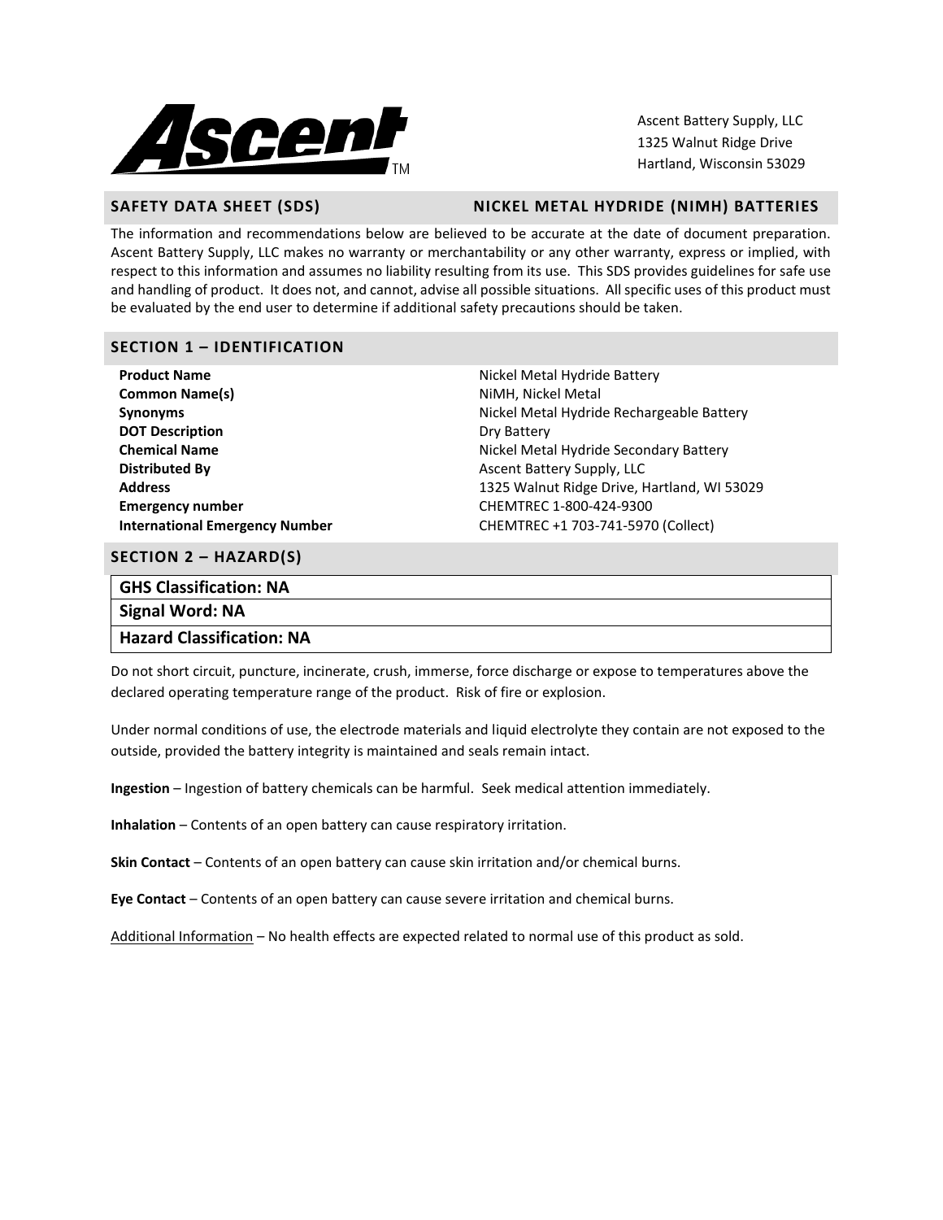Ascent Battery Supply, LLC
1325 Walnut Ridge Drive
Hartland, Wisconsin 53029

## SAFETY DATA SHEET (SDS) — NICKEL METAL HYDRIDE (NIMH) BATTERIES

The information and recommendations below are believed to be accurate at the date of document preparation. Ascent Battery Supply, LLC makes no warranty or merchantability or any other warranty, express or implied, with respect to this information and assumes no liability resulting from its use. This SDS provides guidelines for safe use and handling of product. It does not, and cannot, advise all possible situations. All specific uses of this product must be evaluated by the end user to determine if additional safety precautions should be taken.

## SECTION 1 – IDENTIFICATION

| | |
|---|---|
| **Product Name** | Nickel Metal Hydride Battery |
| **Common Name(s)** | NiMH, Nickel Metal |
| **Synonyms** | Nickel Metal Hydride Rechargeable Battery |
| **DOT Description** | Dry Battery |
| **Chemical Name** | Nickel Metal Hydride Secondary Battery |
| **Distributed By** | Ascent Battery Supply, LLC |
| **Address** | 1325 Walnut Ridge Drive, Hartland, WI 53029 |
| **Emergency number** | CHEMTREC 1-800-424-9300 |
| **International Emergency Number** | CHEMTREC +1 703-741-5970 (Collect) |

## SECTION 2 – HAZARD(S)

| |
|---|
| **GHS Classification: NA** |
| **Signal Word: NA** |
| **Hazard Classification: NA** |

Do not short circuit, puncture, incinerate, crush, immerse, force discharge or expose to temperatures above the declared operating temperature range of the product. Risk of fire or explosion.

Under normal conditions of use, the electrode materials and liquid electrolyte they contain are not exposed to the outside, provided the battery integrity is maintained and seals remain intact.

**Ingestion** – Ingestion of battery chemicals can be harmful. Seek medical attention immediately.

**Inhalation** – Contents of an open battery can cause respiratory irritation.

**Skin Contact** – Contents of an open battery can cause skin irritation and/or chemical burns.

**Eye Contact** – Contents of an open battery can cause severe irritation and chemical burns.

Additional Information – No health effects are expected related to normal use of this product as sold.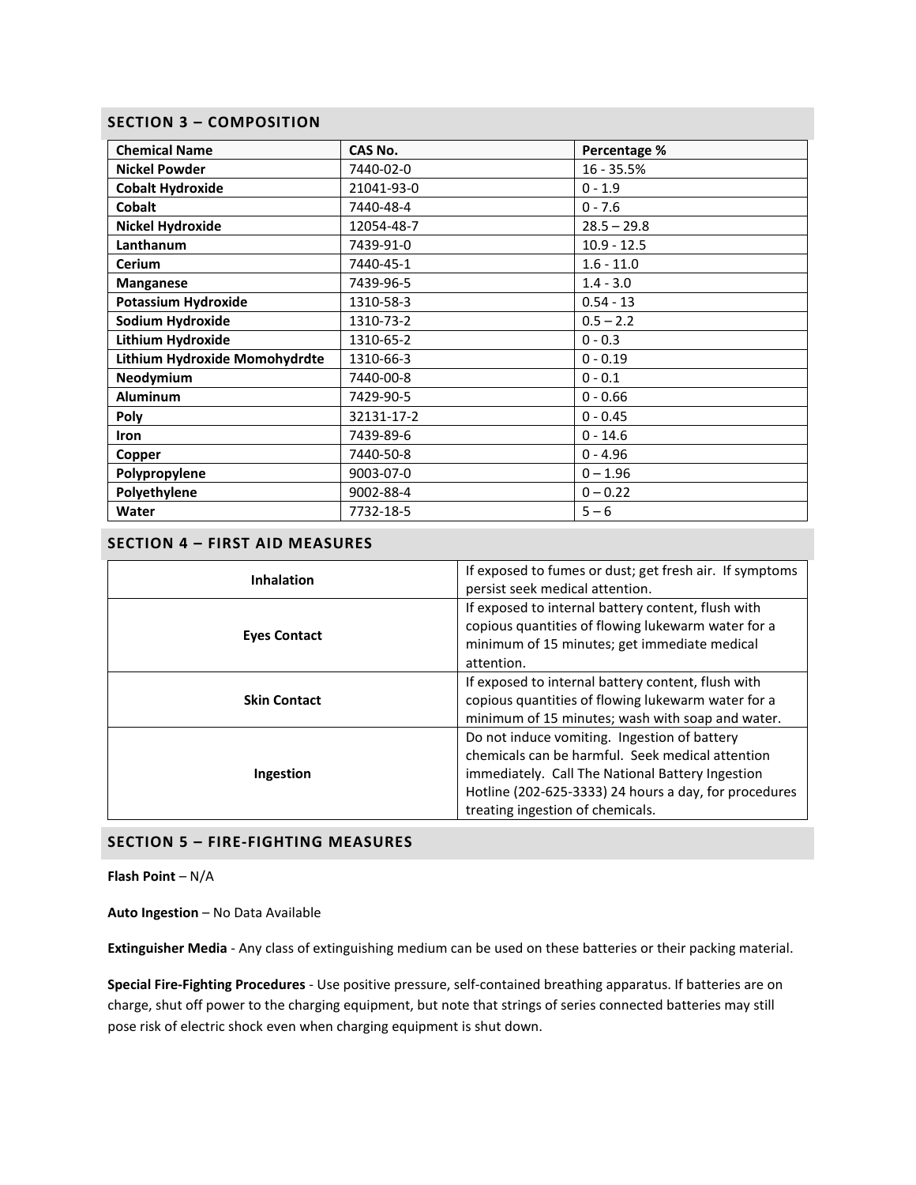## SECTION 3 – COMPOSITION

| Chemical Name | CAS No. | Percentage % |
|---|---|---|
| **Nickel Powder** | 7440-02-0 | 16 - 35.5% |
| **Cobalt Hydroxide** | 21041-93-0 | 0 - 1.9 |
| **Cobalt** | 7440-48-4 | 0 - 7.6 |
| **Nickel Hydroxide** | 12054-48-7 | 28.5 – 29.8 |
| **Lanthanum** | 7439-91-0 | 10.9 - 12.5 |
| **Cerium** | 7440-45-1 | 1.6 - 11.0 |
| **Manganese** | 7439-96-5 | 1.4 - 3.0 |
| **Potassium Hydroxide** | 1310-58-3 | 0.54 - 13 |
| **Sodium Hydroxide** | 1310-73-2 | 0.5 – 2.2 |
| **Lithium Hydroxide** | 1310-65-2 | 0 - 0.3 |
| **Lithium Hydroxide Momohydrdte** | 1310-66-3 | 0 - 0.19 |
| **Neodymium** | 7440-00-8 | 0 - 0.1 |
| **Aluminum** | 7429-90-5 | 0 - 0.66 |
| **Poly** | 32131-17-2 | 0 - 0.45 |
| **Iron** | 7439-89-6 | 0 - 14.6 |
| **Copper** | 7440-50-8 | 0 - 4.96 |
| **Polypropylene** | 9003-07-0 | 0 – 1.96 |
| **Polyethylene** | 9002-88-4 | 0 – 0.22 |
| **Water** | 7732-18-5 | 5 – 6 |

## SECTION 4 – FIRST AID MEASURES

| | |
|---|---|
| **Inhalation** | If exposed to fumes or dust; get fresh air. If symptoms persist seek medical attention. |
| **Eyes Contact** | If exposed to internal battery content, flush with copious quantities of flowing lukewarm water for a minimum of 15 minutes; get immediate medical attention. |
| **Skin Contact** | If exposed to internal battery content, flush with copious quantities of flowing lukewarm water for a minimum of 15 minutes; wash with soap and water. |
| **Ingestion** | Do not induce vomiting. Ingestion of battery chemicals can be harmful. Seek medical attention immediately. Call The National Battery Ingestion Hotline (202-625-3333) 24 hours a day, for procedures treating ingestion of chemicals. |

## SECTION 5 – FIRE-FIGHTING MEASURES

**Flash Point** – N/A

**Auto Ingestion** – No Data Available

**Extinguisher Media** - Any class of extinguishing medium can be used on these batteries or their packing material.

**Special Fire-Fighting Procedures** - Use positive pressure, self-contained breathing apparatus. If batteries are on charge, shut off power to the charging equipment, but note that strings of series connected batteries may still pose risk of electric shock even when charging equipment is shut down.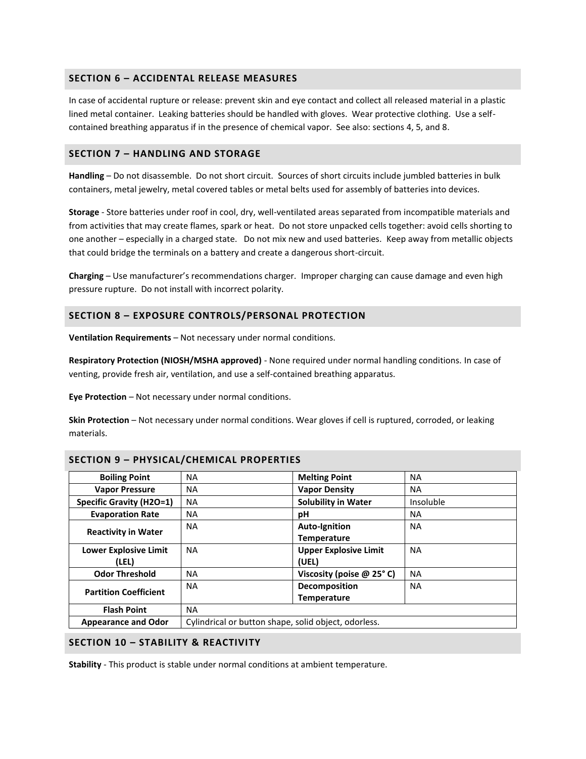## SECTION 6 – ACCIDENTAL RELEASE MEASURES

In case of accidental rupture or release: prevent skin and eye contact and collect all released material in a plastic lined metal container. Leaking batteries should be handled with gloves. Wear protective clothing. Use a self-contained breathing apparatus if in the presence of chemical vapor. See also: sections 4, 5, and 8.

## SECTION 7 – HANDLING AND STORAGE

**Handling** – Do not disassemble. Do not short circuit. Sources of short circuits include jumbled batteries in bulk containers, metal jewelry, metal covered tables or metal belts used for assembly of batteries into devices.

**Storage** - Store batteries under roof in cool, dry, well-ventilated areas separated from incompatible materials and from activities that may create flames, spark or heat. Do not store unpacked cells together: avoid cells shorting to one another – especially in a charged state. Do not mix new and used batteries. Keep away from metallic objects that could bridge the terminals on a battery and create a dangerous short-circuit.

**Charging** – Use manufacturer's recommendations charger. Improper charging can cause damage and even high pressure rupture. Do not install with incorrect polarity.

## SECTION 8 – EXPOSURE CONTROLS/PERSONAL PROTECTION

**Ventilation Requirements** – Not necessary under normal conditions.

**Respiratory Protection (NIOSH/MSHA approved)** - None required under normal handling conditions. In case of venting, provide fresh air, ventilation, and use a self-contained breathing apparatus.

**Eye Protection** – Not necessary under normal conditions.

**Skin Protection** – Not necessary under normal conditions. Wear gloves if cell is ruptured, corroded, or leaking materials.

## SECTION 9 – PHYSICAL/CHEMICAL PROPERTIES

| | | | |
|---|---|---|---|
| **Boiling Point** | NA | **Melting Point** | NA |
| **Vapor Pressure** | NA | **Vapor Density** | NA |
| **Specific Gravity (H2O=1)** | NA | **Solubility in Water** | Insoluble |
| **Evaporation Rate** | NA | **pH** | NA |
| **Reactivity in Water** | NA | **Auto-Ignition Temperature** | NA |
| **Lower Explosive Limit (LEL)** | NA | **Upper Explosive Limit (UEL)** | NA |
| **Odor Threshold** | NA | **Viscosity (poise @ 25° C)** | NA |
| **Partition Coefficient** | NA | **Decomposition Temperature** | NA |
| **Flash Point** | NA | | |
| **Appearance and Odor** | Cylindrical or button shape, solid object, odorless. | | |

## SECTION 10 – STABILITY & REACTIVITY

**Stability** - This product is stable under normal conditions at ambient temperature.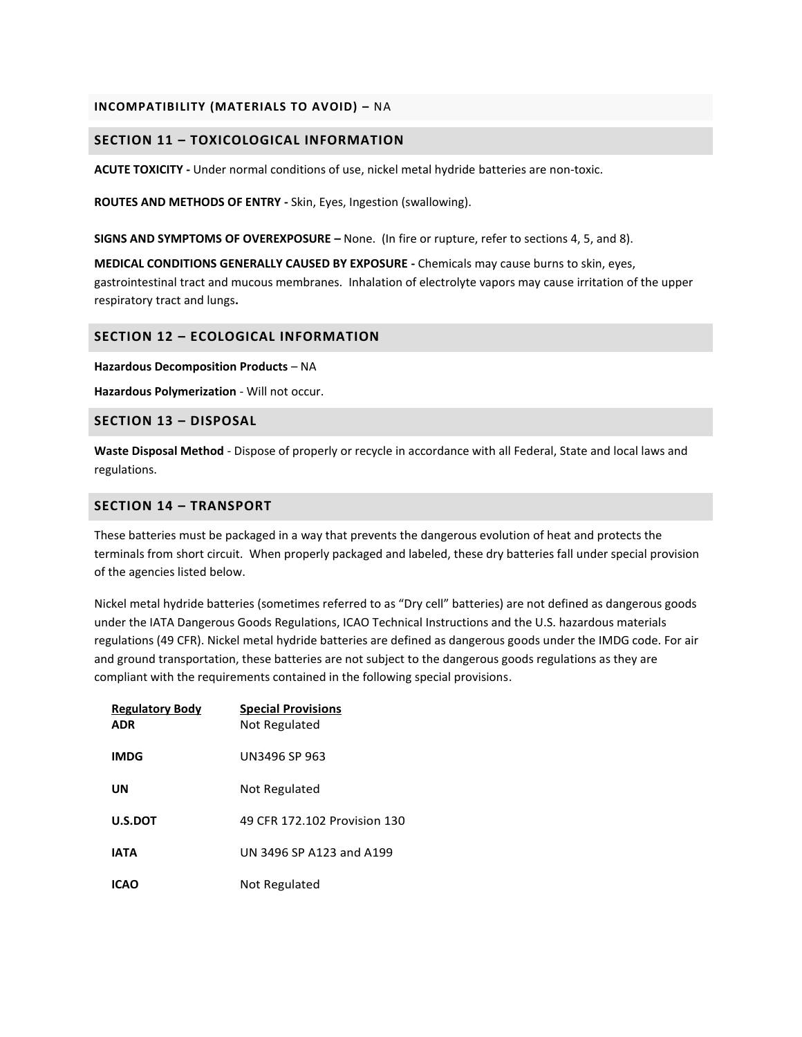**INCOMPATIBILITY (MATERIALS TO AVOID) –** NA

## SECTION 11 – TOXICOLOGICAL INFORMATION

**ACUTE TOXICITY -** Under normal conditions of use, nickel metal hydride batteries are non-toxic.

**ROUTES AND METHODS OF ENTRY -** Skin, Eyes, Ingestion (swallowing).

**SIGNS AND SYMPTOMS OF OVEREXPOSURE –** None. (In fire or rupture, refer to sections 4, 5, and 8).

**MEDICAL CONDITIONS GENERALLY CAUSED BY EXPOSURE -** Chemicals may cause burns to skin, eyes, gastrointestinal tract and mucous membranes. Inhalation of electrolyte vapors may cause irritation of the upper respiratory tract and lungs**.**

## SECTION 12 – ECOLOGICAL INFORMATION

**Hazardous Decomposition Products** – NA

**Hazardous Polymerization** - Will not occur.

## SECTION 13 – DISPOSAL

**Waste Disposal Method** - Dispose of properly or recycle in accordance with all Federal, State and local laws and regulations.

## SECTION 14 – TRANSPORT

These batteries must be packaged in a way that prevents the dangerous evolution of heat and protects the terminals from short circuit. When properly packaged and labeled, these dry batteries fall under special provision of the agencies listed below.

Nickel metal hydride batteries (sometimes referred to as "Dry cell" batteries) are not defined as dangerous goods under the IATA Dangerous Goods Regulations, ICAO Technical Instructions and the U.S. hazardous materials regulations (49 CFR). Nickel metal hydride batteries are defined as dangerous goods under the IMDG code. For air and ground transportation, these batteries are not subject to the dangerous goods regulations as they are compliant with the requirements contained in the following special provisions.

| Regulatory Body | Special Provisions |
|---|---|
| **ADR** | Not Regulated |
| **IMDG** | UN3496 SP 963 |
| **UN** | Not Regulated |
| **U.S.DOT** | 49 CFR 172.102 Provision 130 |
| **IATA** | UN 3496 SP A123 and A199 |
| **ICAO** | Not Regulated |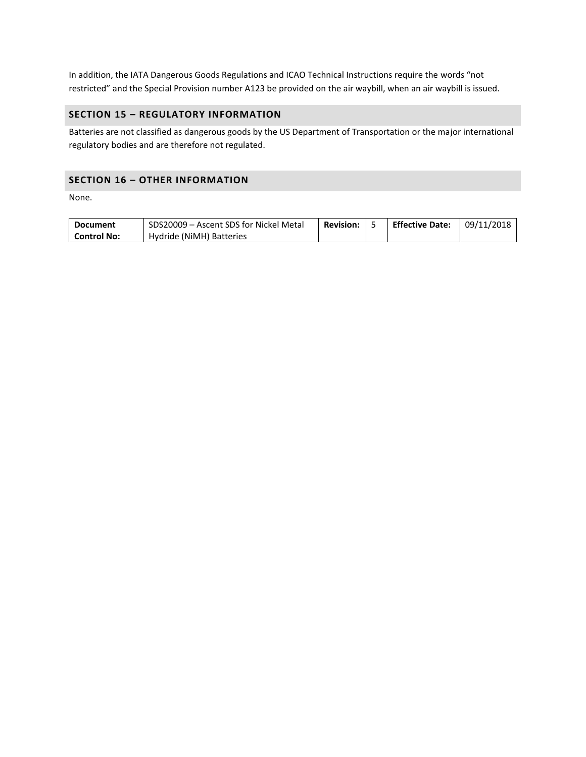In addition, the IATA Dangerous Goods Regulations and ICAO Technical Instructions require the words "not restricted" and the Special Provision number A123 be provided on the air waybill, when an air waybill is issued.

## SECTION 15 – REGULATORY INFORMATION

Batteries are not classified as dangerous goods by the US Department of Transportation or the major international regulatory bodies and are therefore not regulated.

## SECTION 16 – OTHER INFORMATION

None.

| | | | | | |
|---|---|---|---|---|---|
| **Document Control No:** | SDS20009 – Ascent SDS for Nickel Metal Hydride (NiMH) Batteries | **Revision:** | 5 | **Effective Date:** | 09/11/2018 |